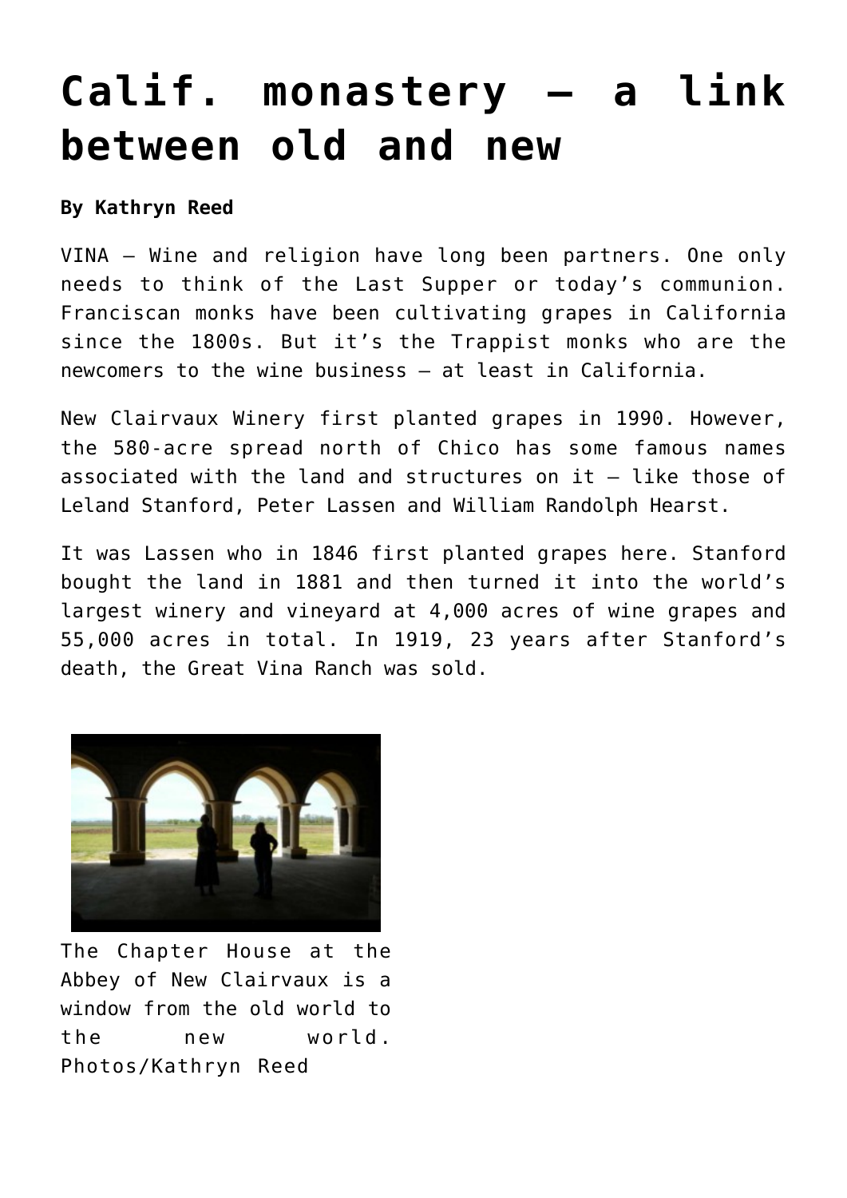# Calif. monastery — a link between old and new

**By Kathryn Reed**

VINA — Wine and religion have long been partners. One only needs to think of the Last Supper or today's communion. Franciscan monks have been cultivating grapes in California since the 1800s. But it's the Trappist monks who are the newcomers to the wine business — at least in California.

New Clairvaux Winery first planted grapes in 1990. However, the 580-acre spread north of Chico has some famous names associated with the land and structures on it — like those of Leland Stanford, Peter Lassen and William Randolph Hearst.

It was Lassen who in 1846 first planted grapes here. Stanford bought the land in 1881 and then turned it into the world's largest winery and vineyard at 4,000 acres of wine grapes and 55,000 acres in total. In 1919, 23 years after Stanford's death, the Great Vina Ranch was sold.

The Chapter House at the Abbey of New Clairvaux is a window from the old world to the new world. Photos/Kathryn Reed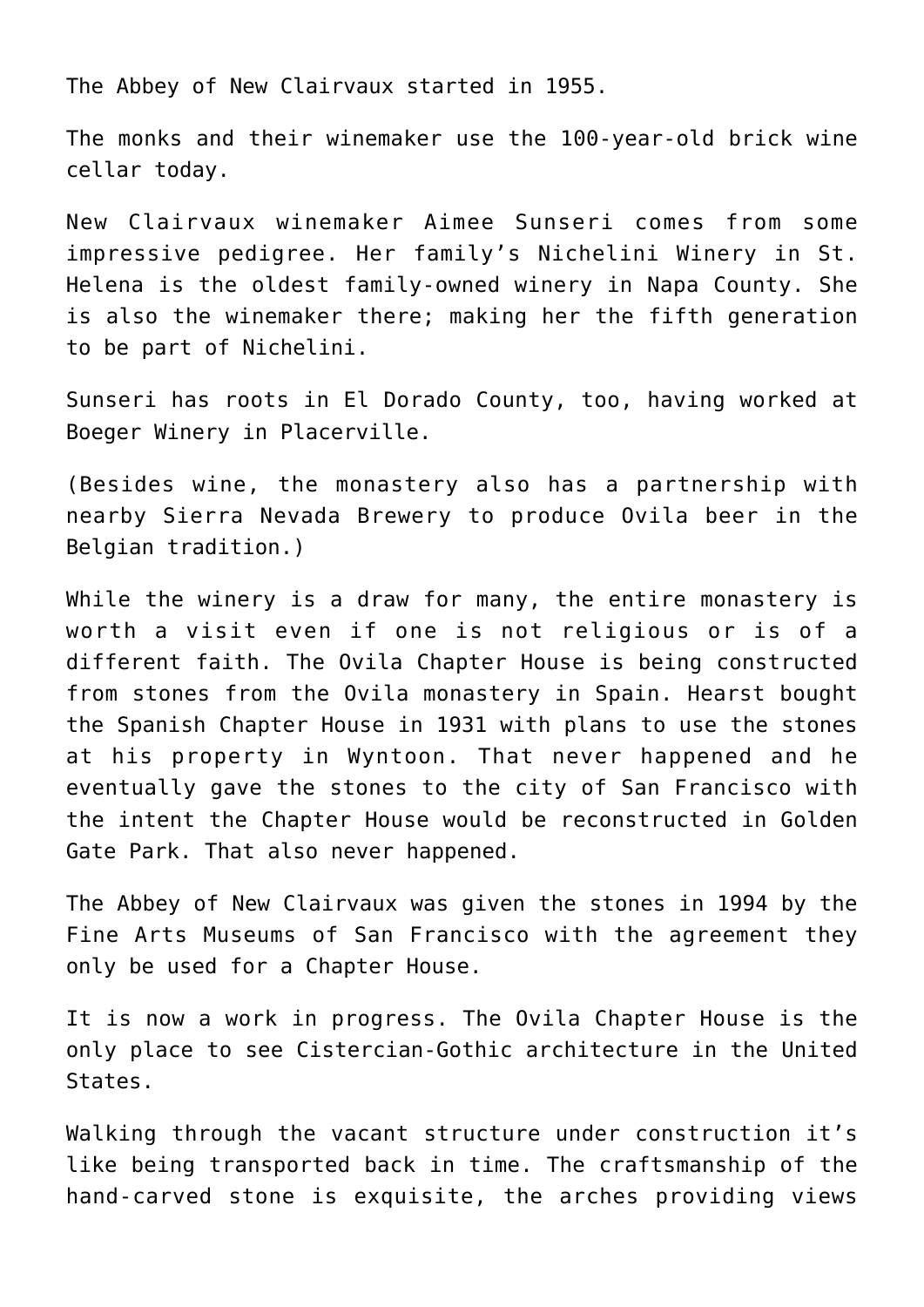The Abbey of New Clairvaux started in 1955.

The monks and their winemaker use the 100-year-old brick wine cellar today.

New Clairvaux winemaker Aimee Sunseri comes from some impressive pedigree. Her family's Nichelini Winery in St. Helena is the oldest family-owned winery in Napa County. She is also the winemaker there; making her the fifth generation to be part of Nichelini.

Sunseri has roots in El Dorado County, too, having worked at Boeger Winery in Placerville.

(Besides wine, the monastery also has a partnership with nearby Sierra Nevada Brewery to produce Ovila beer in the Belgian tradition.)

While the winery is a draw for many, the entire monastery is worth a visit even if one is not religious or is of a different faith. The Ovila Chapter House is being constructed from stones from the Ovila monastery in Spain. Hearst bought the Spanish Chapter House in 1931 with plans to use the stones at his property in Wyntoon. That never happened and he eventually gave the stones to the city of San Francisco with the intent the Chapter House would be reconstructed in Golden Gate Park. That also never happened.

The Abbey of New Clairvaux was given the stones in 1994 by the Fine Arts Museums of San Francisco with the agreement they only be used for a Chapter House.

It is now a work in progress. The Ovila Chapter House is the only place to see Cistercian-Gothic architecture in the United States.

Walking through the vacant structure under construction it's like being transported back in time. The craftsmanship of the hand-carved stone is exquisite, the arches providing views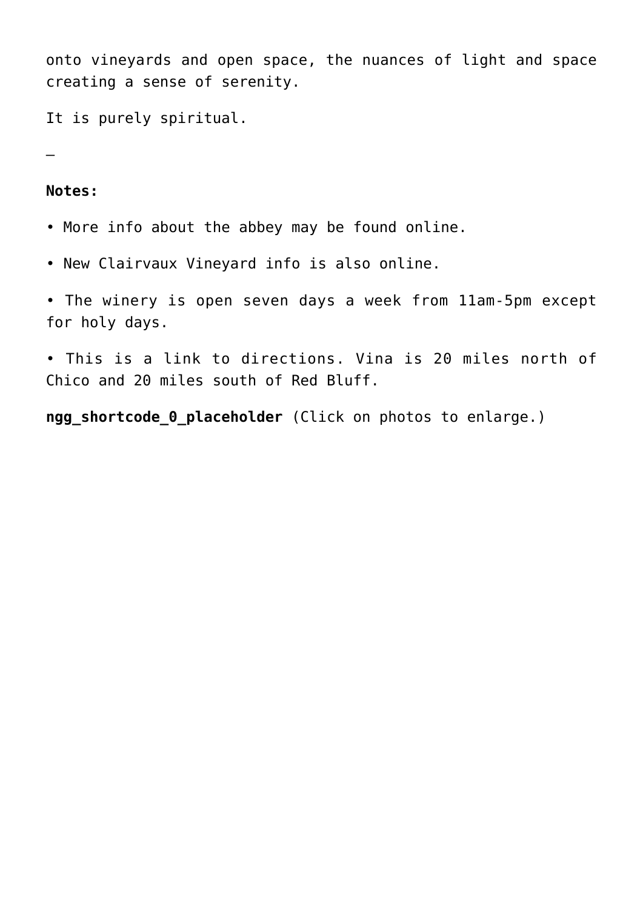onto vineyards and open space, the nuances of light and space creating a sense of serenity.

It is purely spiritual.

—

**Notes:**

• More info about the abbey may be found online.

• New Clairvaux Vineyard info is also online.

• The winery is open seven days a week from 11am-5pm except for holy days.

• This is a link to directions. Vina is 20 miles north of Chico and 20 miles south of Red Bluff.

**ngg_shortcode_0_placeholder** (Click on photos to enlarge.)